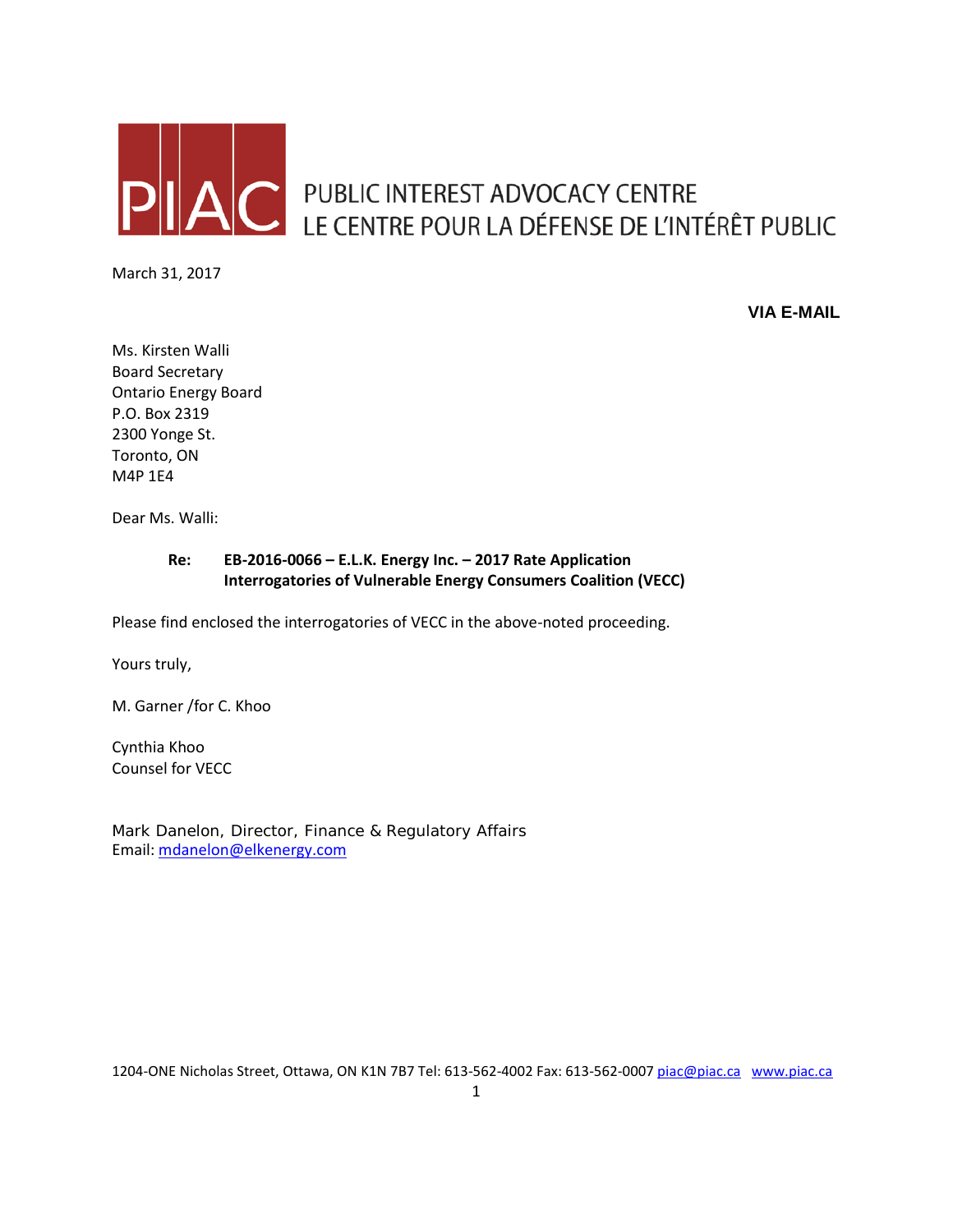PIAC PUBLIC INTEREST ADVOCACY CENTRE
LE CENTRE POUR LA DÉFENSE DE L'INTÉRÊT PUBLIC

March 31, 2017

**VIA E-MAIL**

Ms. Kirsten Walli
Board Secretary
Ontario Energy Board
P.O. Box 2319
2300 Yonge St.
Toronto, ON
M4P 1E4

Dear Ms. Walli:

**Re: EB-2016-0066 – E.L.K. Energy Inc. – 2017 Rate Application**
**Interrogatories of Vulnerable Energy Consumers Coalition (VECC)**

Please find enclosed the interrogatories of VECC in the above-noted proceeding.

Yours truly,

M. Garner /for C. Khoo

Cynthia Khoo
Counsel for VECC

Mark Danelon, Director, Finance & Regulatory Affairs
Email: mdanelon@elkenergy.com

1204-ONE Nicholas Street, Ottawa, ON K1N 7B7 Tel: 613-562-4002 Fax: 613-562-0007 piac@piac.ca www.piac.ca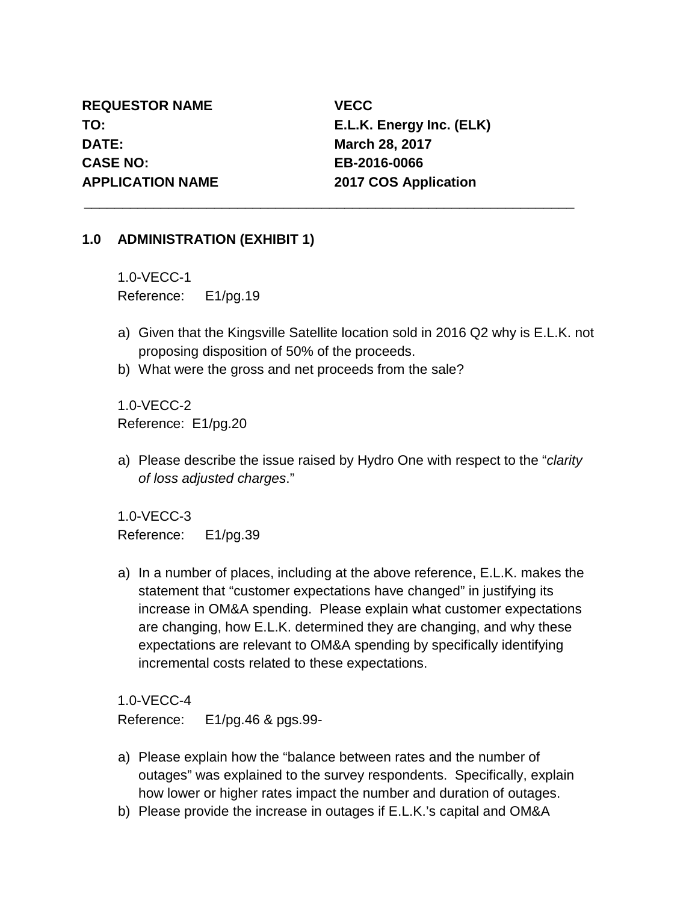**REQUESTOR NAME** **VECC**
**TO:** **E.L.K. Energy Inc. (ELK)**
**DATE:** **March 28, 2017**
**CASE NO:** **EB-2016-0066**
**APPLICATION NAME** **2017 COS Application**

---

## 1.0 ADMINISTRATION (EXHIBIT 1)

1.0-VECC-1
Reference: E1/pg.19

a) Given that the Kingsville Satellite location sold in 2016 Q2 why is E.L.K. not proposing disposition of 50% of the proceeds.
b) What were the gross and net proceeds from the sale?

1.0-VECC-2
Reference: E1/pg.20

a) Please describe the issue raised by Hydro One with respect to the "*clarity of loss adjusted charges*."

1.0-VECC-3
Reference: E1/pg.39

a) In a number of places, including at the above reference, E.L.K. makes the statement that "customer expectations have changed" in justifying its increase in OM&A spending. Please explain what customer expectations are changing, how E.L.K. determined they are changing, and why these expectations are relevant to OM&A spending by specifically identifying incremental costs related to these expectations.

1.0-VECC-4
Reference: E1/pg.46 & pgs.99-

a) Please explain how the "balance between rates and the number of outages" was explained to the survey respondents. Specifically, explain how lower or higher rates impact the number and duration of outages.
b) Please provide the increase in outages if E.L.K.'s capital and OM&A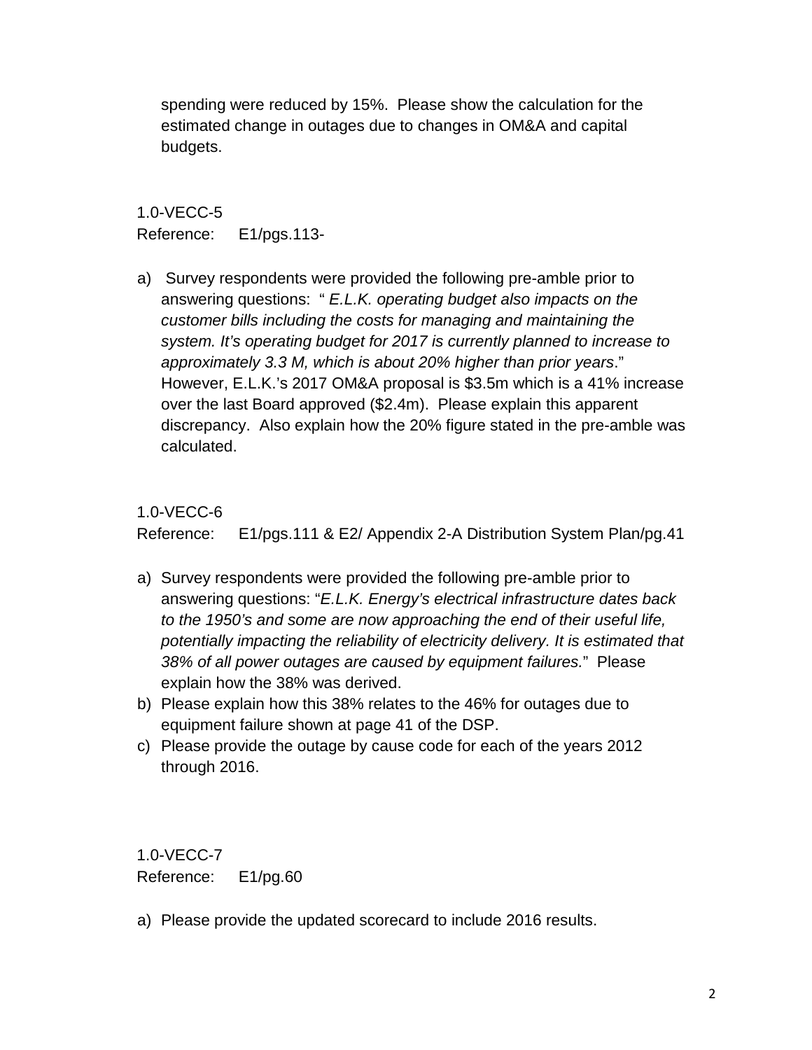spending were reduced by 15%. Please show the calculation for the estimated change in outages due to changes in OM&A and capital budgets.

1.0-VECC-5
Reference: E1/pgs.113-

a) Survey respondents were provided the following pre-amble prior to answering questions: " *E.L.K. operating budget also impacts on the customer bills including the costs for managing and maintaining the system. It's operating budget for 2017 is currently planned to increase to approximately 3.3 M, which is about 20% higher than prior years*." However, E.L.K.'s 2017 OM&A proposal is $3.5m which is a 41% increase over the last Board approved ($2.4m). Please explain this apparent discrepancy. Also explain how the 20% figure stated in the pre-amble was calculated.

1.0-VECC-6
Reference: E1/pgs.111 & E2/ Appendix 2-A Distribution System Plan/pg.41

a) Survey respondents were provided the following pre-amble prior to answering questions: "*E.L.K. Energy's electrical infrastructure dates back to the 1950's and some are now approaching the end of their useful life, potentially impacting the reliability of electricity delivery. It is estimated that 38% of all power outages are caused by equipment failures.*" Please explain how the 38% was derived.
b) Please explain how this 38% relates to the 46% for outages due to equipment failure shown at page 41 of the DSP.
c) Please provide the outage by cause code for each of the years 2012 through 2016.

1.0-VECC-7
Reference: E1/pg.60

a) Please provide the updated scorecard to include 2016 results.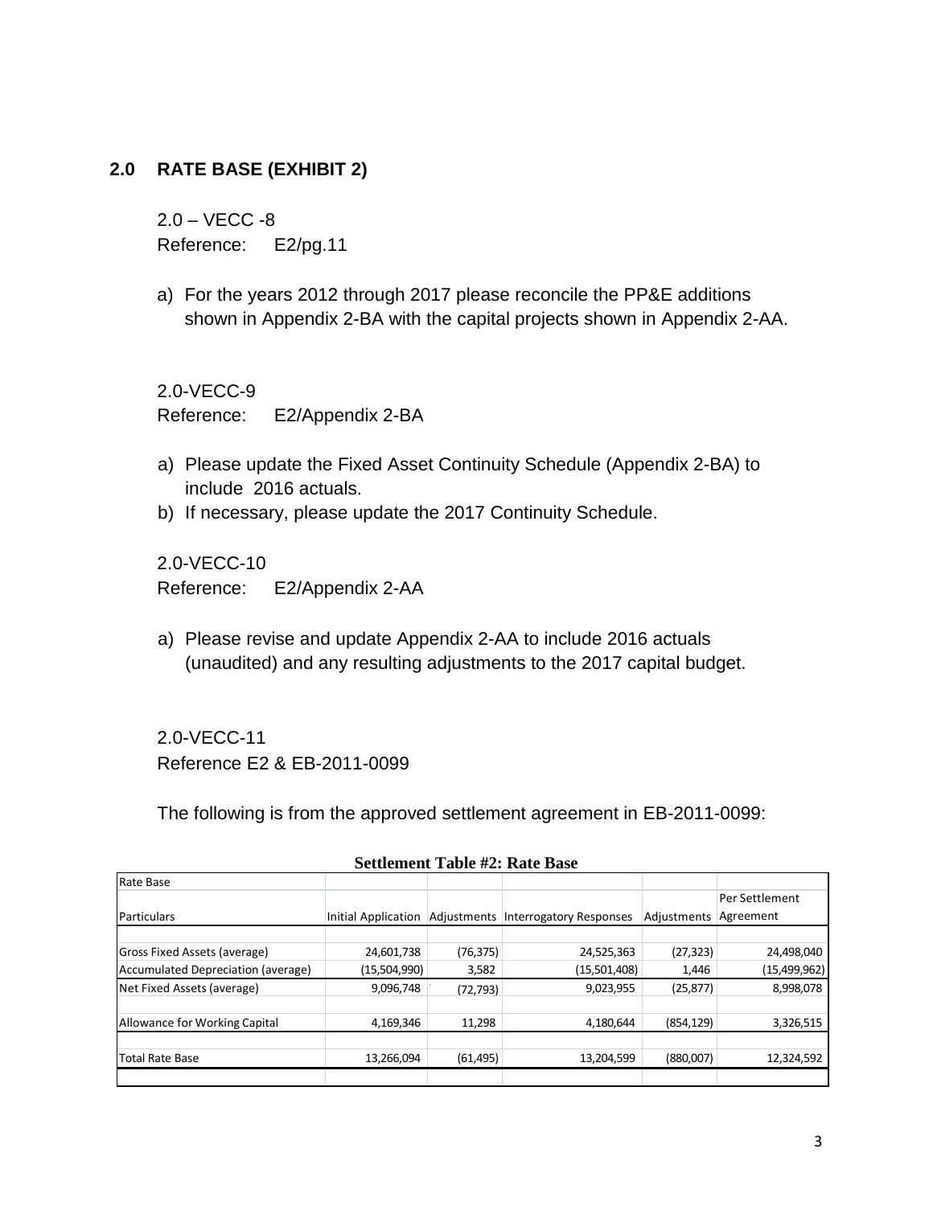## 2.0 RATE BASE (EXHIBIT 2)

2.0 – VECC -8
Reference: E2/pg.11

a) For the years 2012 through 2017 please reconcile the PP&E additions shown in Appendix 2-BA with the capital projects shown in Appendix 2-AA.

2.0-VECC-9
Reference: E2/Appendix 2-BA

a) Please update the Fixed Asset Continuity Schedule (Appendix 2-BA) to include 2016 actuals.
b) If necessary, please update the 2017 Continuity Schedule.

2.0-VECC-10
Reference: E2/Appendix 2-AA

a) Please revise and update Appendix 2-AA to include 2016 actuals (unaudited) and any resulting adjustments to the 2017 capital budget.

2.0-VECC-11
Reference E2 & EB-2011-0099

The following is from the approved settlement agreement in EB-2011-0099:

**Settlement Table #2: Rate Base**

| Rate Base | | | | | |
|---|---|---|---|---|---|
| Particulars | Initial Application | Adjustments | Interrogatory Responses | Adjustments | Per Settlement Agreement |
| Gross Fixed Assets (average) | 24,601,738 | (76,375) | 24,525,363 | (27,323) | 24,498,040 |
| Accumulated Depreciation (average) | (15,504,990) | 3,582 | (15,501,408) | 1,446 | (15,499,962) |
| Net Fixed Assets (average) | 9,096,748 | (72,793) | 9,023,955 | (25,877) | 8,998,078 |
| Allowance for Working Capital | 4,169,346 | 11,298 | 4,180,644 | (854,129) | 3,326,515 |
| Total Rate Base | 13,266,094 | (61,495) | 13,204,599 | (880,007) | 12,324,592 |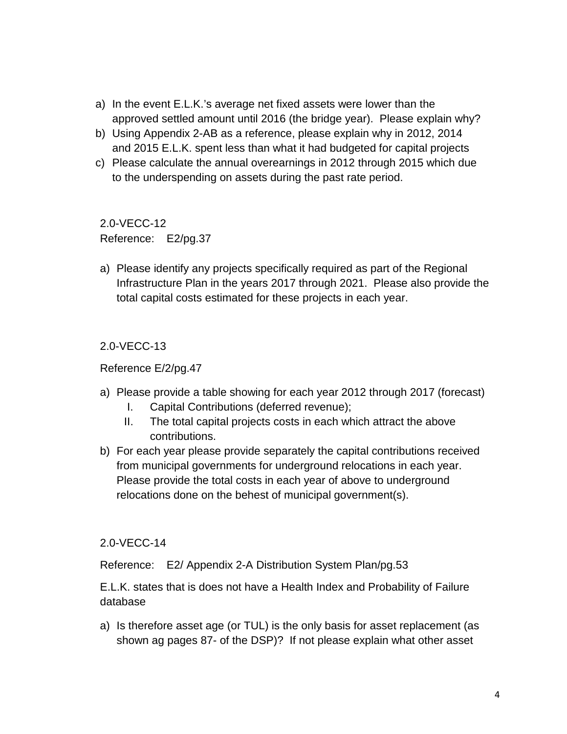a) In the event E.L.K.'s average net fixed assets were lower than the approved settled amount until 2016 (the bridge year). Please explain why?
b) Using Appendix 2-AB as a reference, please explain why in 2012, 2014 and 2015 E.L.K. spent less than what it had budgeted for capital projects
c) Please calculate the annual overearnings in 2012 through 2015 which due to the underspending on assets during the past rate period.

2.0-VECC-12
Reference: E2/pg.37

a) Please identify any projects specifically required as part of the Regional Infrastructure Plan in the years 2017 through 2021. Please also provide the total capital costs estimated for these projects in each year.

2.0-VECC-13

Reference E/2/pg.47

a) Please provide a table showing for each year 2012 through 2017 (forecast)
   I. Capital Contributions (deferred revenue);
   II. The total capital projects costs in each which attract the above contributions.
b) For each year please provide separately the capital contributions received from municipal governments for underground relocations in each year. Please provide the total costs in each year of above to underground relocations done on the behest of municipal government(s).

2.0-VECC-14

Reference: E2/ Appendix 2-A Distribution System Plan/pg.53

E.L.K. states that is does not have a Health Index and Probability of Failure database

a) Is therefore asset age (or TUL) is the only basis for asset replacement (as shown ag pages 87- of the DSP)? If not please explain what other asset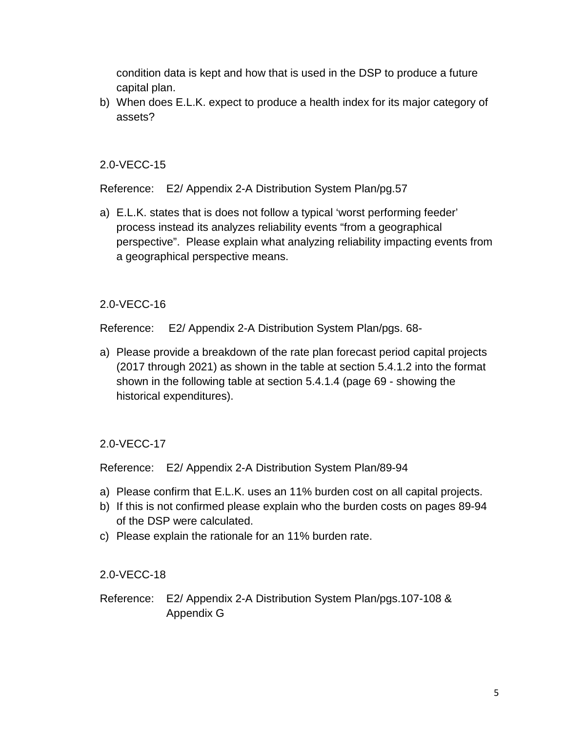condition data is kept and how that is used in the DSP to produce a future capital plan.

b) When does E.L.K. expect to produce a health index for its major category of assets?

2.0-VECC-15

Reference: E2/ Appendix 2-A Distribution System Plan/pg.57

a) E.L.K. states that is does not follow a typical 'worst performing feeder' process instead its analyzes reliability events "from a geographical perspective". Please explain what analyzing reliability impacting events from a geographical perspective means.

2.0-VECC-16

Reference: E2/ Appendix 2-A Distribution System Plan/pgs. 68-

a) Please provide a breakdown of the rate plan forecast period capital projects (2017 through 2021) as shown in the table at section 5.4.1.2 into the format shown in the following table at section 5.4.1.4 (page 69 - showing the historical expenditures).

2.0-VECC-17

Reference: E2/ Appendix 2-A Distribution System Plan/89-94

a) Please confirm that E.L.K. uses an 11% burden cost on all capital projects.
b) If this is not confirmed please explain who the burden costs on pages 89-94 of the DSP were calculated.
c) Please explain the rationale for an 11% burden rate.

2.0-VECC-18

Reference: E2/ Appendix 2-A Distribution System Plan/pgs.107-108 & Appendix G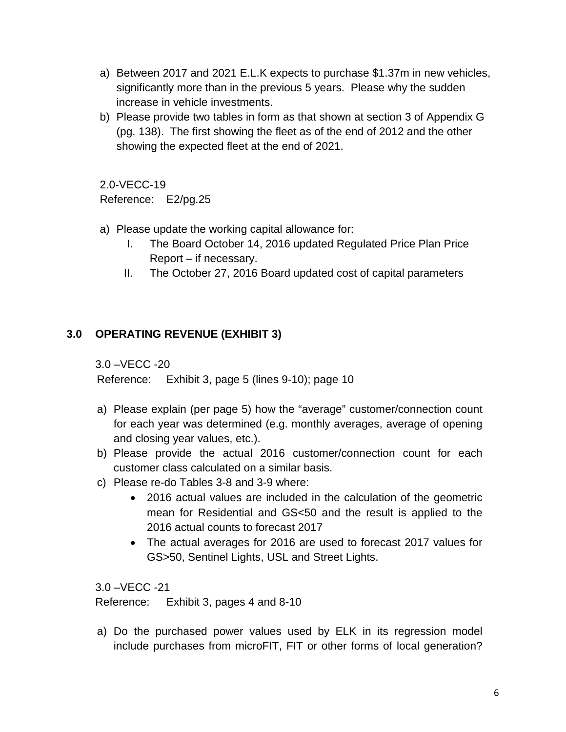a) Between 2017 and 2021 E.L.K expects to purchase $1.37m in new vehicles, significantly more than in the previous 5 years. Please why the sudden increase in vehicle investments.
b) Please provide two tables in form as that shown at section 3 of Appendix G (pg. 138). The first showing the fleet as of the end of 2012 and the other showing the expected fleet at the end of 2021.

2.0-VECC-19
Reference: E2/pg.25

a) Please update the working capital allowance for:
   I. The Board October 14, 2016 updated Regulated Price Plan Price Report – if necessary.
   II. The October 27, 2016 Board updated cost of capital parameters

## 3.0 OPERATING REVENUE (EXHIBIT 3)

3.0 –VECC -20
Reference: Exhibit 3, page 5 (lines 9-10); page 10

a) Please explain (per page 5) how the "average" customer/connection count for each year was determined (e.g. monthly averages, average of opening and closing year values, etc.).
b) Please provide the actual 2016 customer/connection count for each customer class calculated on a similar basis.
c) Please re-do Tables 3-8 and 3-9 where:
   - 2016 actual values are included in the calculation of the geometric mean for Residential and GS<50 and the result is applied to the 2016 actual counts to forecast 2017
   - The actual averages for 2016 are used to forecast 2017 values for GS>50, Sentinel Lights, USL and Street Lights.

3.0 –VECC -21
Reference: Exhibit 3, pages 4 and 8-10

a) Do the purchased power values used by ELK in its regression model include purchases from microFIT, FIT or other forms of local generation?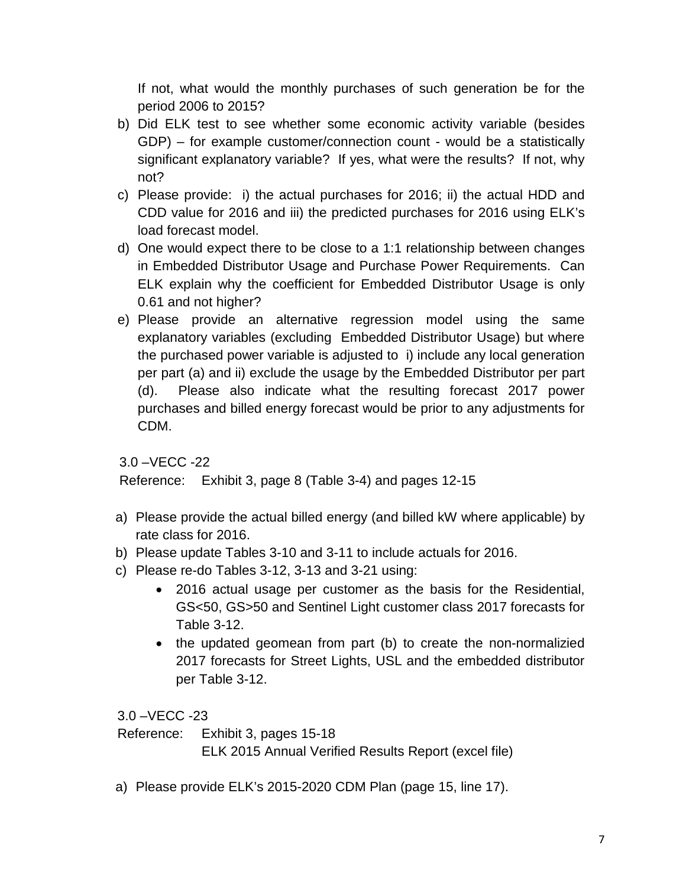If not, what would the monthly purchases of such generation be for the period 2006 to 2015?

b) Did ELK test to see whether some economic activity variable (besides GDP) – for example customer/connection count - would be a statistically significant explanatory variable? If yes, what were the results? If not, why not?
c) Please provide: i) the actual purchases for 2016; ii) the actual HDD and CDD value for 2016 and iii) the predicted purchases for 2016 using ELK's load forecast model.
d) One would expect there to be close to a 1:1 relationship between changes in Embedded Distributor Usage and Purchase Power Requirements. Can ELK explain why the coefficient for Embedded Distributor Usage is only 0.61 and not higher?
e) Please provide an alternative regression model using the same explanatory variables (excluding Embedded Distributor Usage) but where the purchased power variable is adjusted to i) include any local generation per part (a) and ii) exclude the usage by the Embedded Distributor per part (d). Please also indicate what the resulting forecast 2017 power purchases and billed energy forecast would be prior to any adjustments for CDM.

3.0 –VECC -22

Reference: Exhibit 3, page 8 (Table 3-4) and pages 12-15

a) Please provide the actual billed energy (and billed kW where applicable) by rate class for 2016.
b) Please update Tables 3-10 and 3-11 to include actuals for 2016.
c) Please re-do Tables 3-12, 3-13 and 3-21 using:
    - 2016 actual usage per customer as the basis for the Residential, GS<50, GS>50 and Sentinel Light customer class 2017 forecasts for Table 3-12.
    - the updated geomean from part (b) to create the non-normalizied 2017 forecasts for Street Lights, USL and the embedded distributor per Table 3-12.

3.0 –VECC -23

Reference: Exhibit 3, pages 15-18
ELK 2015 Annual Verified Results Report (excel file)

a) Please provide ELK's 2015-2020 CDM Plan (page 15, line 17).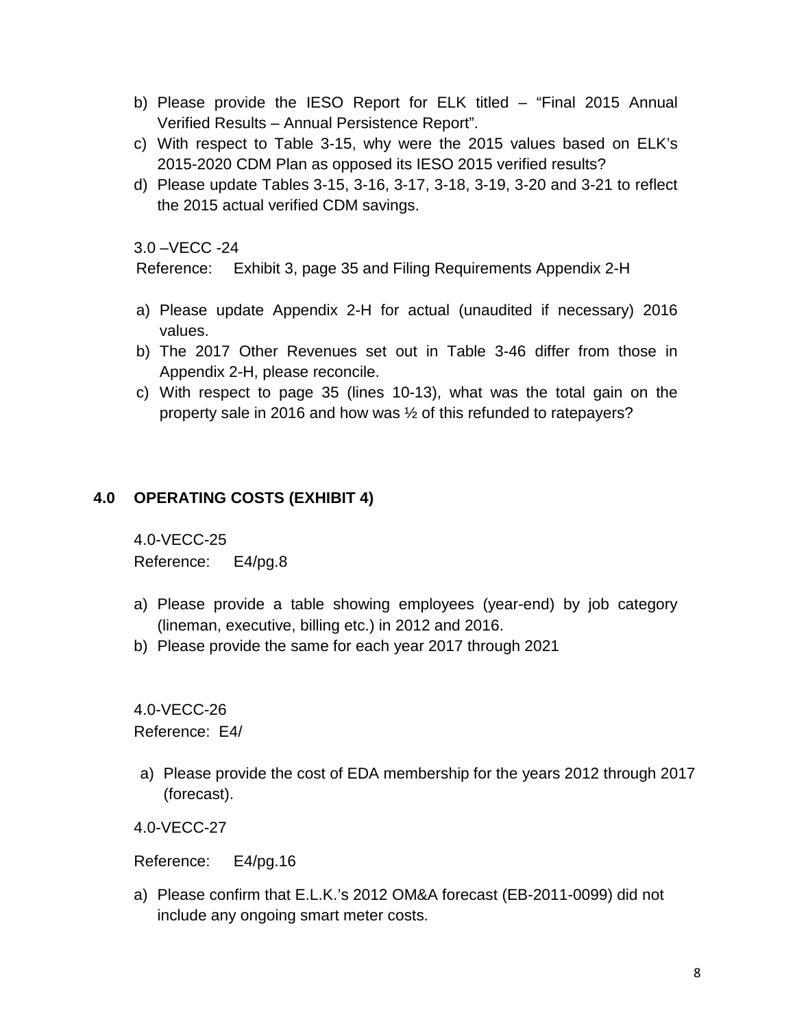b) Please provide the IESO Report for ELK titled – "Final 2015 Annual Verified Results – Annual Persistence Report".

c) With respect to Table 3-15, why were the 2015 values based on ELK's 2015-2020 CDM Plan as opposed its IESO 2015 verified results?

d) Please update Tables 3-15, 3-16, 3-17, 3-18, 3-19, 3-20 and 3-21 to reflect the 2015 actual verified CDM savings.

3.0 –VECC -24

Reference: Exhibit 3, page 35 and Filing Requirements Appendix 2-H

a) Please update Appendix 2-H for actual (unaudited if necessary) 2016 values.

b) The 2017 Other Revenues set out in Table 3-46 differ from those in Appendix 2-H, please reconcile.

c) With respect to page 35 (lines 10-13), what was the total gain on the property sale in 2016 and how was ½ of this refunded to ratepayers?

## 4.0 OPERATING COSTS (EXHIBIT 4)

4.0-VECC-25

Reference: E4/pg.8

a) Please provide a table showing employees (year-end) by job category (lineman, executive, billing etc.) in 2012 and 2016.

b) Please provide the same for each year 2017 through 2021

4.0-VECC-26

Reference: E4/

a) Please provide the cost of EDA membership for the years 2012 through 2017 (forecast).

4.0-VECC-27

Reference: E4/pg.16

a) Please confirm that E.L.K.'s 2012 OM&A forecast (EB-2011-0099) did not include any ongoing smart meter costs.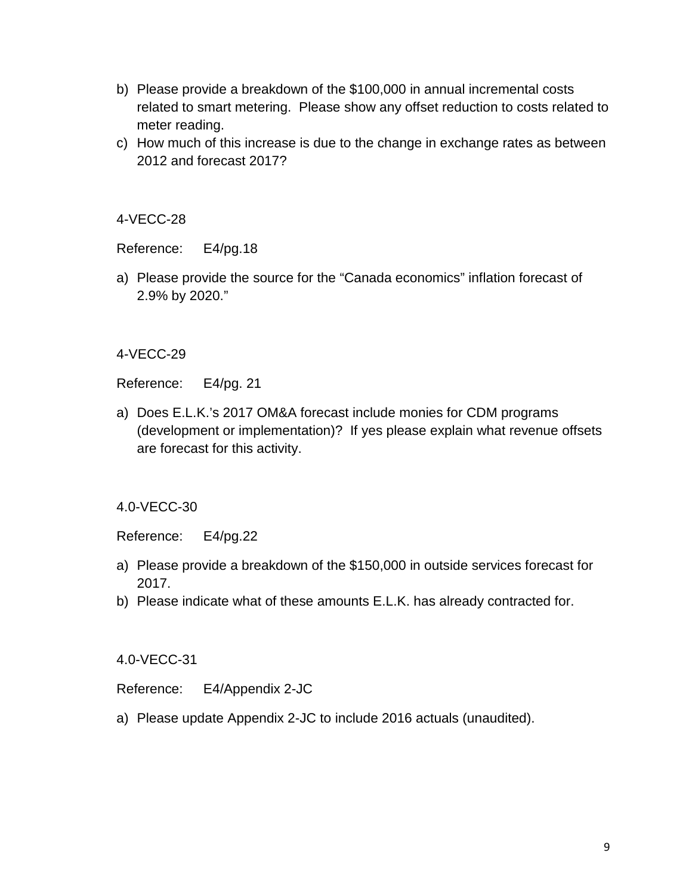b) Please provide a breakdown of the $100,000 in annual incremental costs related to smart metering. Please show any offset reduction to costs related to meter reading.
c) How much of this increase is due to the change in exchange rates as between 2012 and forecast 2017?

4-VECC-28

Reference: E4/pg.18

a) Please provide the source for the "Canada economics" inflation forecast of 2.9% by 2020."

4-VECC-29

Reference: E4/pg. 21

a) Does E.L.K.'s 2017 OM&A forecast include monies for CDM programs (development or implementation)? If yes please explain what revenue offsets are forecast for this activity.

4.0-VECC-30

Reference: E4/pg.22

a) Please provide a breakdown of the $150,000 in outside services forecast for 2017.
b) Please indicate what of these amounts E.L.K. has already contracted for.

4.0-VECC-31

Reference: E4/Appendix 2-JC

a) Please update Appendix 2-JC to include 2016 actuals (unaudited).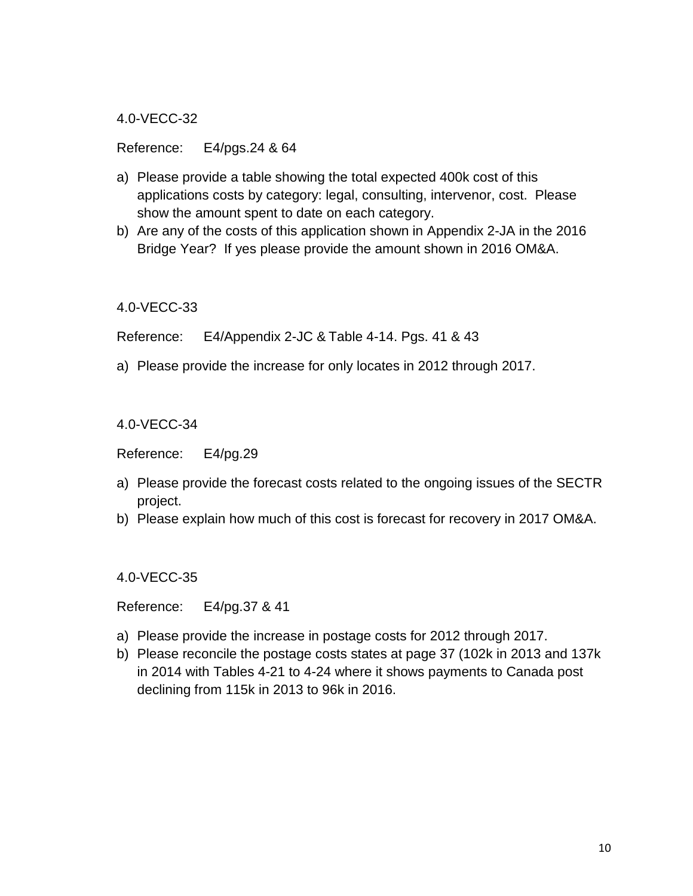4.0-VECC-32

Reference: E4/pgs.24 & 64

a) Please provide a table showing the total expected 400k cost of this applications costs by category: legal, consulting, intervenor, cost. Please show the amount spent to date on each category.
b) Are any of the costs of this application shown in Appendix 2-JA in the 2016 Bridge Year? If yes please provide the amount shown in 2016 OM&A.

4.0-VECC-33

Reference: E4/Appendix 2-JC & Table 4-14. Pgs. 41 & 43

a) Please provide the increase for only locates in 2012 through 2017.

4.0-VECC-34

Reference: E4/pg.29

a) Please provide the forecast costs related to the ongoing issues of the SECTR project.
b) Please explain how much of this cost is forecast for recovery in 2017 OM&A.

4.0-VECC-35

Reference: E4/pg.37 & 41

a) Please provide the increase in postage costs for 2012 through 2017.
b) Please reconcile the postage costs states at page 37 (102k in 2013 and 137k in 2014 with Tables 4-21 to 4-24 where it shows payments to Canada post declining from 115k in 2013 to 96k in 2016.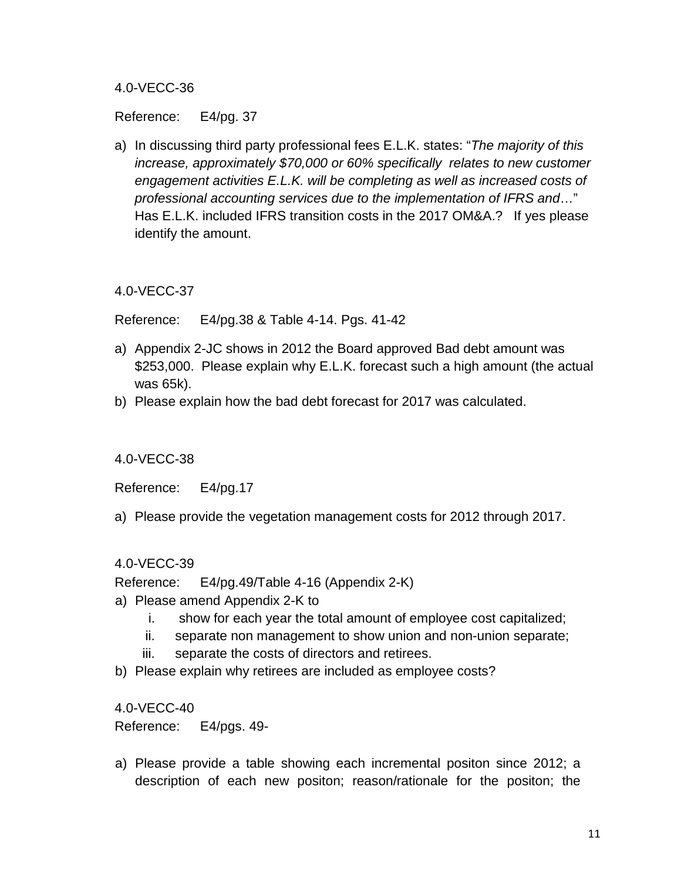4.0-VECC-36

Reference: E4/pg. 37

a) In discussing third party professional fees E.L.K. states: "*The majority of this increase, approximately $70,000 or 60% specifically relates to new customer engagement activities E.L.K. will be completing as well as increased costs of professional accounting services due to the implementation of IFRS and*…" Has E.L.K. included IFRS transition costs in the 2017 OM&A.? If yes please identify the amount.

4.0-VECC-37

Reference: E4/pg.38 & Table 4-14. Pgs. 41-42

a) Appendix 2-JC shows in 2012 the Board approved Bad debt amount was $253,000. Please explain why E.L.K. forecast such a high amount (the actual was 65k).
b) Please explain how the bad debt forecast for 2017 was calculated.

4.0-VECC-38

Reference: E4/pg.17

a) Please provide the vegetation management costs for 2012 through 2017.

4.0-VECC-39

Reference: E4/pg.49/Table 4-16 (Appendix 2-K)

a) Please amend Appendix 2-K to
   i. show for each year the total amount of employee cost capitalized;
   ii. separate non management to show union and non-union separate;
   iii. separate the costs of directors and retirees.
b) Please explain why retirees are included as employee costs?

4.0-VECC-40

Reference: E4/pgs. 49-

a) Please provide a table showing each incremental positon since 2012; a description of each new positon; reason/rationale for the positon; the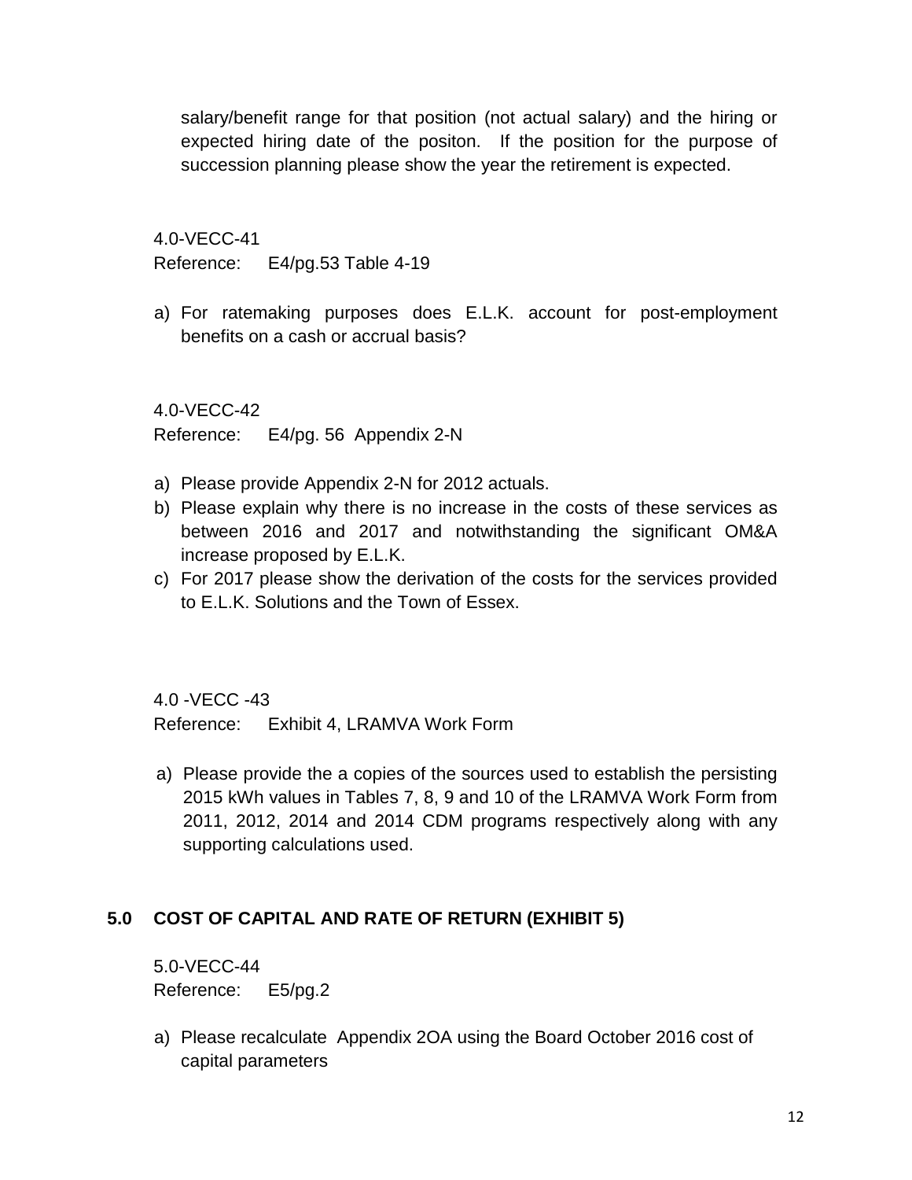salary/benefit range for that position (not actual salary) and the hiring or expected hiring date of the positon. If the position for the purpose of succession planning please show the year the retirement is expected.

4.0-VECC-41
Reference: E4/pg.53 Table 4-19

a) For ratemaking purposes does E.L.K. account for post-employment benefits on a cash or accrual basis?

4.0-VECC-42
Reference: E4/pg. 56 Appendix 2-N

a) Please provide Appendix 2-N for 2012 actuals.
b) Please explain why there is no increase in the costs of these services as between 2016 and 2017 and notwithstanding the significant OM&A increase proposed by E.L.K.
c) For 2017 please show the derivation of the costs for the services provided to E.L.K. Solutions and the Town of Essex.

4.0 -VECC -43
Reference: Exhibit 4, LRAMVA Work Form

a) Please provide the a copies of the sources used to establish the persisting 2015 kWh values in Tables 7, 8, 9 and 10 of the LRAMVA Work Form from 2011, 2012, 2014 and 2014 CDM programs respectively along with any supporting calculations used.

## 5.0 COST OF CAPITAL AND RATE OF RETURN (EXHIBIT 5)

5.0-VECC-44
Reference: E5/pg.2

a) Please recalculate Appendix 2OA using the Board October 2016 cost of capital parameters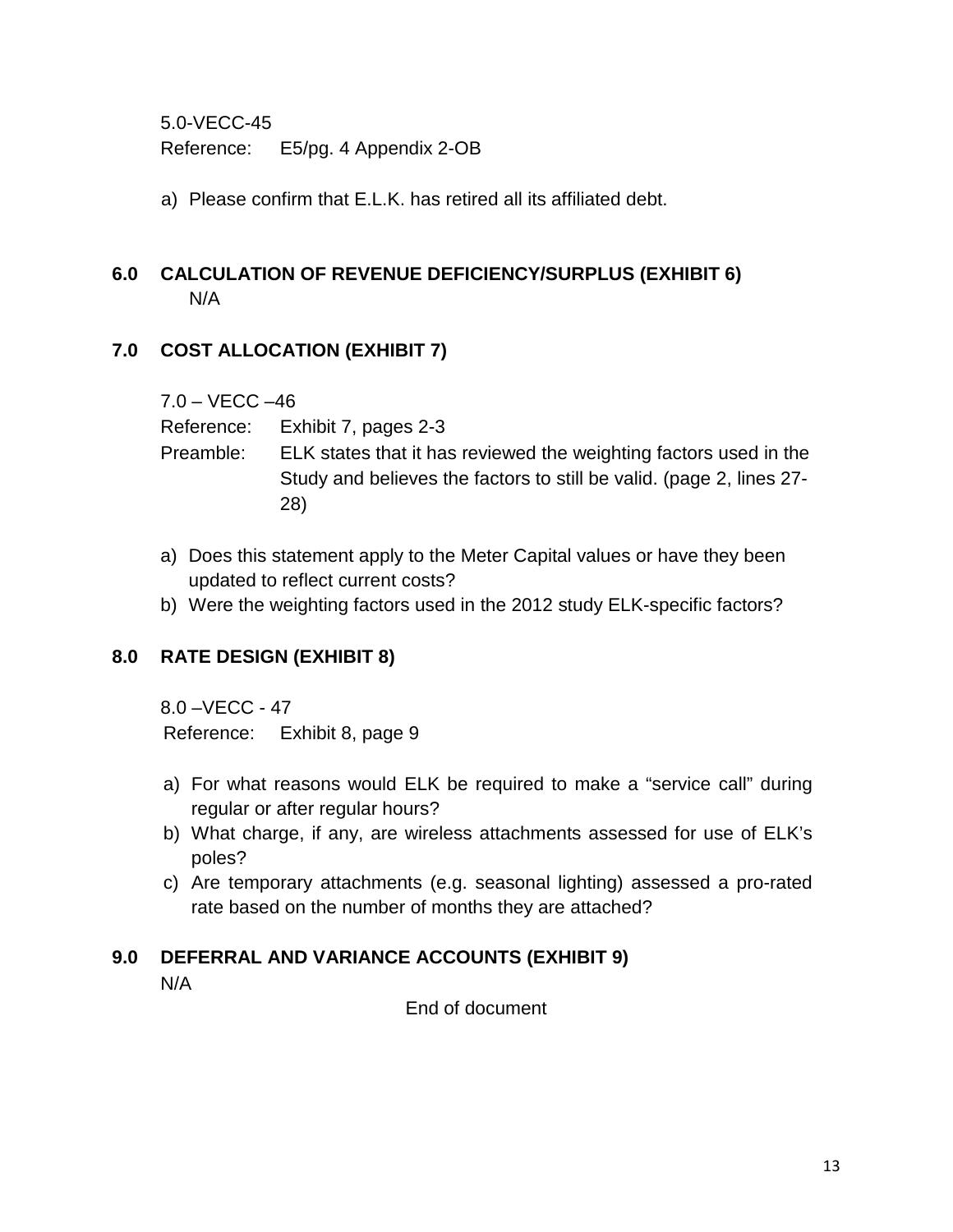5.0-VECC-45

Reference: E5/pg. 4 Appendix 2-OB

a) Please confirm that E.L.K. has retired all its affiliated debt.

## 6.0 CALCULATION OF REVENUE DEFICIENCY/SURPLUS (EXHIBIT 6)

N/A

## 7.0 COST ALLOCATION (EXHIBIT 7)

7.0 – VECC –46

Reference: Exhibit 7, pages 2-3

Preamble: ELK states that it has reviewed the weighting factors used in the Study and believes the factors to still be valid. (page 2, lines 27-28)

a) Does this statement apply to the Meter Capital values or have they been updated to reflect current costs?
b) Were the weighting factors used in the 2012 study ELK-specific factors?

## 8.0 RATE DESIGN (EXHIBIT 8)

8.0 –VECC - 47

Reference: Exhibit 8, page 9

a) For what reasons would ELK be required to make a "service call" during regular or after regular hours?
b) What charge, if any, are wireless attachments assessed for use of ELK's poles?
c) Are temporary attachments (e.g. seasonal lighting) assessed a pro-rated rate based on the number of months they are attached?

## 9.0 DEFERRAL AND VARIANCE ACCOUNTS (EXHIBIT 9)

N/A

End of document